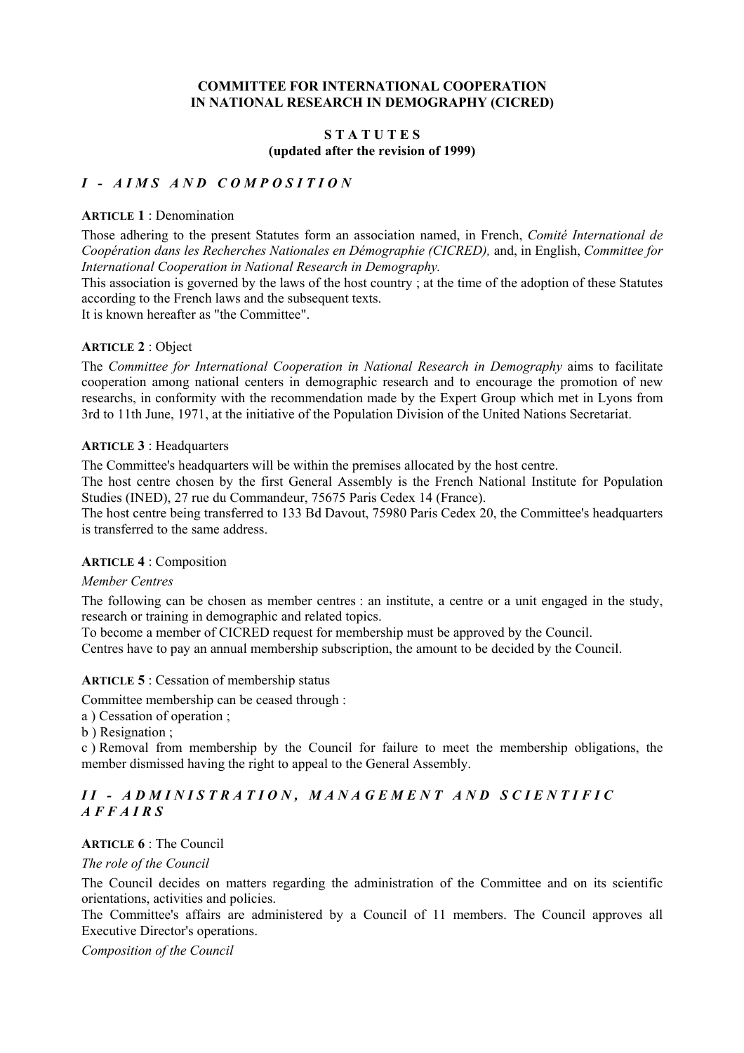**COMMITTEE FOR INTERNATIONAL COOPERATION IN NATIONAL RESEARCH IN DEMOGRAPHY (CICRED)**

**S T A T U T E S**
**(updated after the revision of 1999)**

## *I - AIMS AND COMPOSITION*

**ARTICLE 1** : Denomination

Those adhering to the present Statutes form an association named, in French, *Comité International de Coopération dans les Recherches Nationales en Démographie (CICRED),* and, in English, *Committee for International Cooperation in National Research in Demography.*

This association is governed by the laws of the host country ; at the time of the adoption of these Statutes according to the French laws and the subsequent texts.

It is known hereafter as "the Committee".

**ARTICLE 2** : Object

The *Committee for International Cooperation in National Research in Demography* aims to facilitate cooperation among national centers in demographic research and to encourage the promotion of new researchs, in conformity with the recommendation made by the Expert Group which met in Lyons from 3rd to 11th June, 1971, at the initiative of the Population Division of the United Nations Secretariat.

**ARTICLE 3** : Headquarters

The Committee's headquarters will be within the premises allocated by the host centre.

The host centre chosen by the first General Assembly is the French National Institute for Population Studies (INED), 27 rue du Commandeur, 75675 Paris Cedex 14 (France).

The host centre being transferred to 133 Bd Davout, 75980 Paris Cedex 20, the Committee's headquarters is transferred to the same address.

**ARTICLE 4** : Composition

*Member Centres*

The following can be chosen as member centres : an institute, a centre or a unit engaged in the study, research or training in demographic and related topics.

To become a member of CICRED request for membership must be approved by the Council.

Centres have to pay an annual membership subscription, the amount to be decided by the Council.

**ARTICLE 5** : Cessation of membership status

Committee membership can be ceased through :

a ) Cessation of operation ;

b ) Resignation ;

c ) Removal from membership by the Council for failure to meet the membership obligations, the member dismissed having the right to appeal to the General Assembly.

## *II - ADMINISTRATION, MANAGEMENT AND SCIENTIFIC AFFAIRS*

**ARTICLE 6** : The Council

*The role of the Council*

The Council decides on matters regarding the administration of the Committee and on its scientific orientations, activities and policies.

The Committee's affairs are administered by a Council of 11 members. The Council approves all Executive Director's operations.

*Composition of the Council*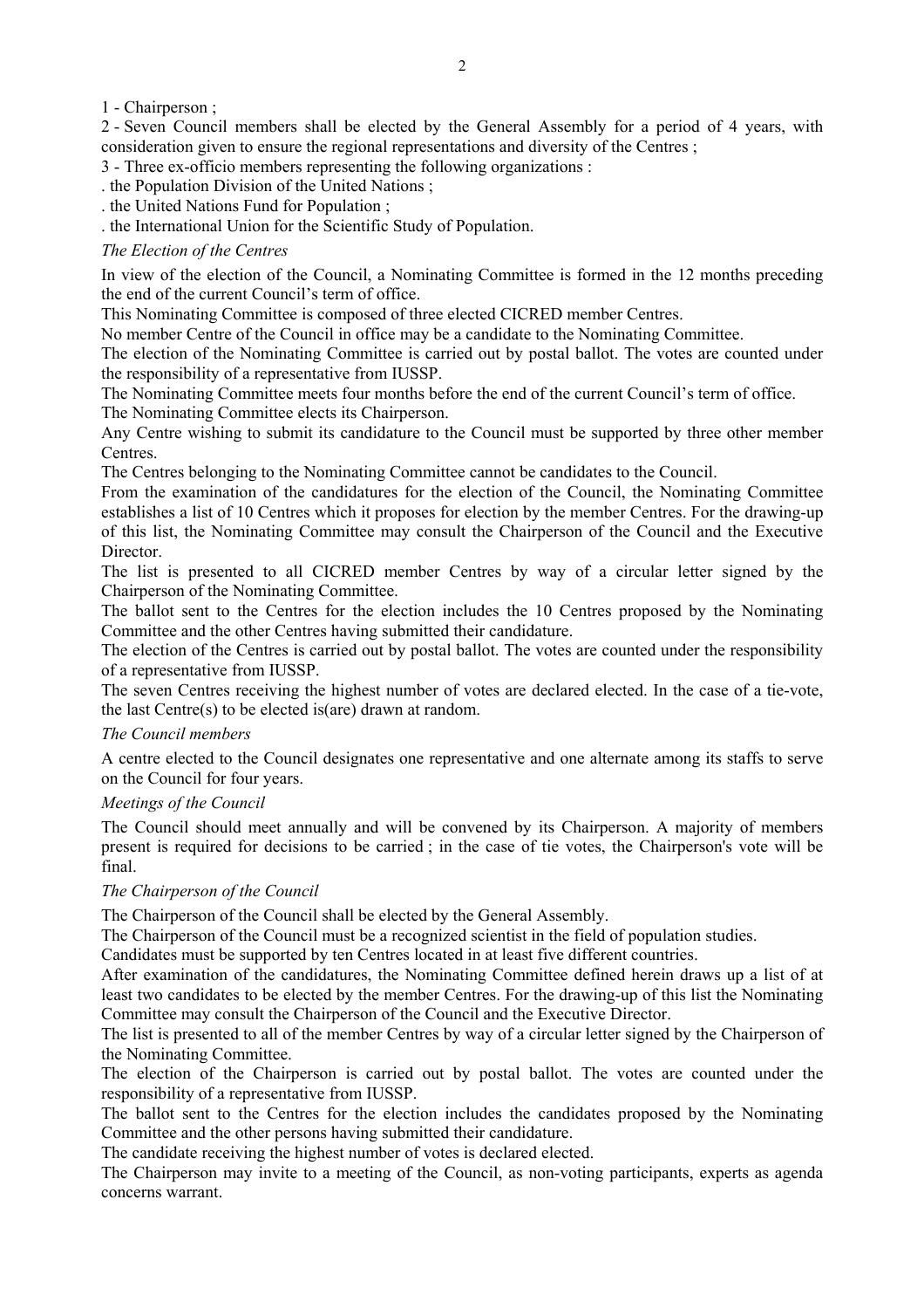1 - Chairperson ;

2 - Seven Council members shall be elected by the General Assembly for a period of 4 years, with consideration given to ensure the regional representations and diversity of the Centres ;

3 - Three ex-officio members representing the following organizations :

. the Population Division of the United Nations ;

. the United Nations Fund for Population ;

. the International Union for the Scientific Study of Population.

*The Election of the Centres*

In view of the election of the Council, a Nominating Committee is formed in the 12 months preceding the end of the current Council's term of office.

This Nominating Committee is composed of three elected CICRED member Centres.

No member Centre of the Council in office may be a candidate to the Nominating Committee.

The election of the Nominating Committee is carried out by postal ballot. The votes are counted under the responsibility of a representative from IUSSP.

The Nominating Committee meets four months before the end of the current Council's term of office.

The Nominating Committee elects its Chairperson.

Any Centre wishing to submit its candidature to the Council must be supported by three other member Centres.

The Centres belonging to the Nominating Committee cannot be candidates to the Council.

From the examination of the candidatures for the election of the Council, the Nominating Committee establishes a list of 10 Centres which it proposes for election by the member Centres. For the drawing-up of this list, the Nominating Committee may consult the Chairperson of the Council and the Executive Director.

The list is presented to all CICRED member Centres by way of a circular letter signed by the Chairperson of the Nominating Committee.

The ballot sent to the Centres for the election includes the 10 Centres proposed by the Nominating Committee and the other Centres having submitted their candidature.

The election of the Centres is carried out by postal ballot. The votes are counted under the responsibility of a representative from IUSSP.

The seven Centres receiving the highest number of votes are declared elected. In the case of a tie-vote, the last Centre(s) to be elected is(are) drawn at random.

*The Council members*

A centre elected to the Council designates one representative and one alternate among its staffs to serve on the Council for four years.

*Meetings of the Council*

The Council should meet annually and will be convened by its Chairperson. A majority of members present is required for decisions to be carried ; in the case of tie votes, the Chairperson's vote will be final.

*The Chairperson of the Council*

The Chairperson of the Council shall be elected by the General Assembly.

The Chairperson of the Council must be a recognized scientist in the field of population studies.

Candidates must be supported by ten Centres located in at least five different countries.

After examination of the candidatures, the Nominating Committee defined herein draws up a list of at least two candidates to be elected by the member Centres. For the drawing-up of this list the Nominating Committee may consult the Chairperson of the Council and the Executive Director.

The list is presented to all of the member Centres by way of a circular letter signed by the Chairperson of the Nominating Committee.

The election of the Chairperson is carried out by postal ballot. The votes are counted under the responsibility of a representative from IUSSP.

The ballot sent to the Centres for the election includes the candidates proposed by the Nominating Committee and the other persons having submitted their candidature.

The candidate receiving the highest number of votes is declared elected.

The Chairperson may invite to a meeting of the Council, as non-voting participants, experts as agenda concerns warrant.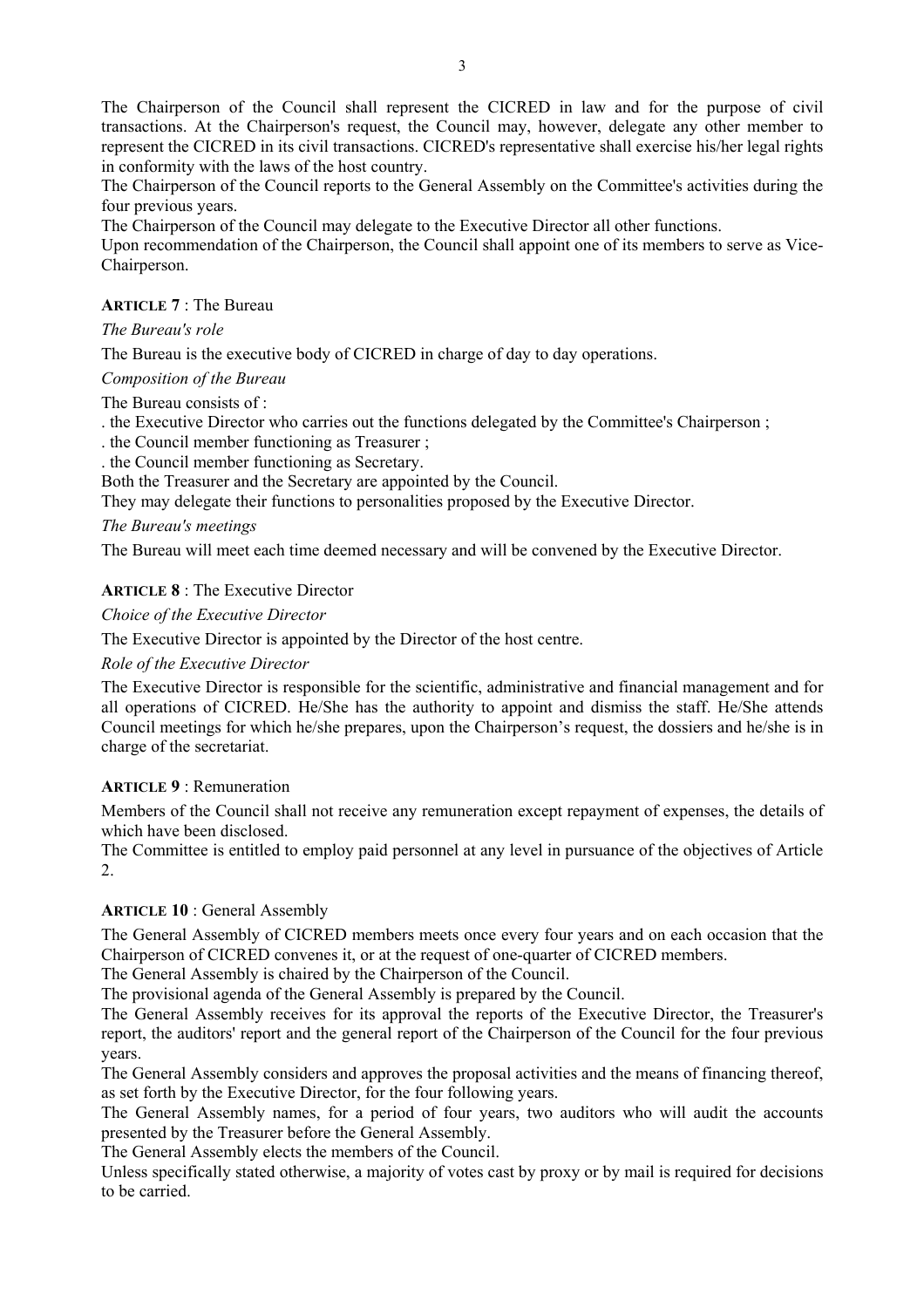The Chairperson of the Council shall represent the CICRED in law and for the purpose of civil transactions. At the Chairperson's request, the Council may, however, delegate any other member to represent the CICRED in its civil transactions. CICRED's representative shall exercise his/her legal rights in conformity with the laws of the host country.
The Chairperson of the Council reports to the General Assembly on the Committee's activities during the four previous years.
The Chairperson of the Council may delegate to the Executive Director all other functions.
Upon recommendation of the Chairperson, the Council shall appoint one of its members to serve as Vice-Chairperson.

**ARTICLE 7** : The Bureau

*The Bureau's role*

The Bureau is the executive body of CICRED in charge of day to day operations.

*Composition of the Bureau*

The Bureau consists of :
. the Executive Director who carries out the functions delegated by the Committee's Chairperson ;
. the Council member functioning as Treasurer ;
. the Council member functioning as Secretary.
Both the Treasurer and the Secretary are appointed by the Council.
They may delegate their functions to personalities proposed by the Executive Director.

*The Bureau's meetings*

The Bureau will meet each time deemed necessary and will be convened by the Executive Director.

**ARTICLE 8** : The Executive Director

*Choice of the Executive Director*

The Executive Director is appointed by the Director of the host centre.

*Role of the Executive Director*

The Executive Director is responsible for the scientific, administrative and financial management and for all operations of CICRED. He/She has the authority to appoint and dismiss the staff. He/She attends Council meetings for which he/she prepares, upon the Chairperson's request, the dossiers and he/she is in charge of the secretariat.

**ARTICLE 9** : Remuneration

Members of the Council shall not receive any remuneration except repayment of expenses, the details of which have been disclosed.
The Committee is entitled to employ paid personnel at any level in pursuance of the objectives of Article 2.

**ARTICLE 10** : General Assembly

The General Assembly of CICRED members meets once every four years and on each occasion that the Chairperson of CICRED convenes it, or at the request of one-quarter of CICRED members.
The General Assembly is chaired by the Chairperson of the Council.
The provisional agenda of the General Assembly is prepared by the Council.
The General Assembly receives for its approval the reports of the Executive Director, the Treasurer's report, the auditors' report and the general report of the Chairperson of the Council for the four previous years.
The General Assembly considers and approves the proposal activities and the means of financing thereof, as set forth by the Executive Director, for the four following years.
The General Assembly names, for a period of four years, two auditors who will audit the accounts presented by the Treasurer before the General Assembly.
The General Assembly elects the members of the Council.
Unless specifically stated otherwise, a majority of votes cast by proxy or by mail is required for decisions to be carried.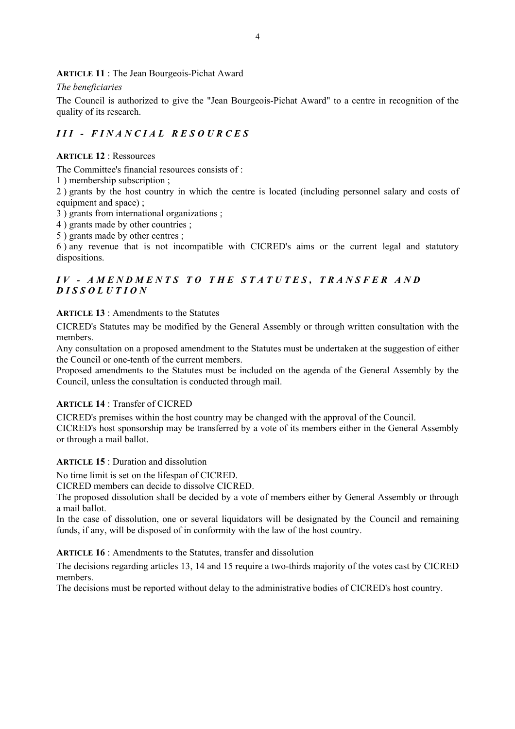**ARTICLE 11** : The Jean Bourgeois-Pichat Award

*The beneficiaries*

The Council is authorized to give the "Jean Bourgeois-Pichat Award" to a centre in recognition of the quality of its research.

## *III - FINANCIAL RESOURCES*

**ARTICLE 12** : Ressources

The Committee's financial resources consists of :

1 ) membership subscription ;

2 ) grants by the host country in which the centre is located (including personnel salary and costs of equipment and space) ;

3 ) grants from international organizations ;

4 ) grants made by other countries ;

5 ) grants made by other centres ;

6 ) any revenue that is not incompatible with CICRED's aims or the current legal and statutory dispositions.

## *IV - AMENDMENTS TO THE STATUTES, TRANSFER AND DISSOLUTION*

**ARTICLE 13** : Amendments to the Statutes

CICRED's Statutes may be modified by the General Assembly or through written consultation with the members.

Any consultation on a proposed amendment to the Statutes must be undertaken at the suggestion of either the Council or one-tenth of the current members.

Proposed amendments to the Statutes must be included on the agenda of the General Assembly by the Council, unless the consultation is conducted through mail.

**ARTICLE 14** : Transfer of CICRED

CICRED's premises within the host country may be changed with the approval of the Council.

CICRED's host sponsorship may be transferred by a vote of its members either in the General Assembly or through a mail ballot.

**ARTICLE 15** : Duration and dissolution

No time limit is set on the lifespan of CICRED.

CICRED members can decide to dissolve CICRED.

The proposed dissolution shall be decided by a vote of members either by General Assembly or through a mail ballot.

In the case of dissolution, one or several liquidators will be designated by the Council and remaining funds, if any, will be disposed of in conformity with the law of the host country.

**ARTICLE 16** : Amendments to the Statutes, transfer and dissolution

The decisions regarding articles 13, 14 and 15 require a two-thirds majority of the votes cast by CICRED members.

The decisions must be reported without delay to the administrative bodies of CICRED's host country.